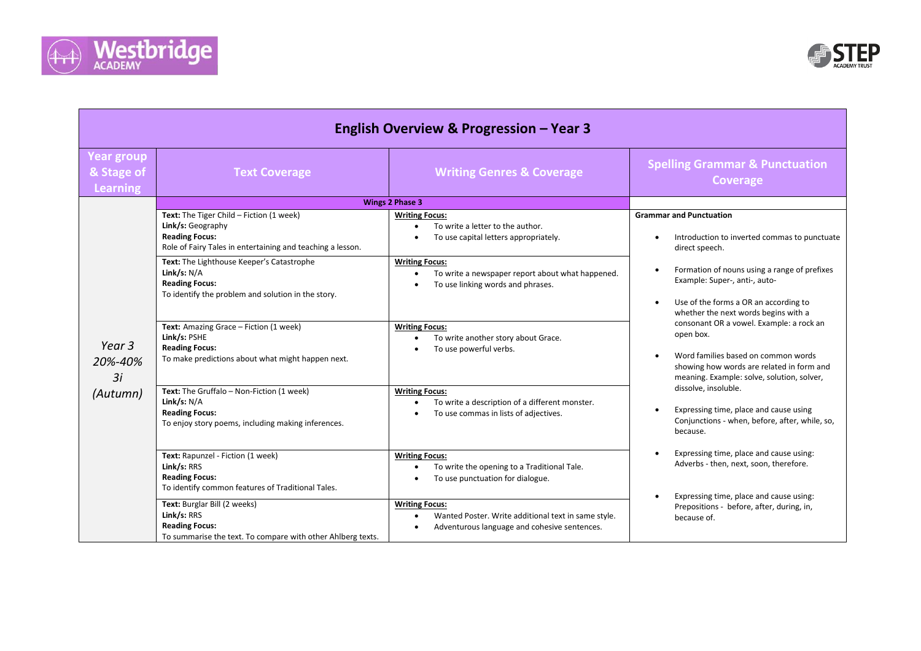Westbridge ACADEMY

STEP ACADEMY TRUST

# English Overview & Progression – Year 3

| Year group & Stage of Learning | Text Coverage | Writing Genres & Coverage | Spelling Grammar & Punctuation Coverage |
|---|---|---|---|
| | **Wings 2 Phase 3** | | |
| *Year 3 20%-40% 3i (Autumn)* | **Text:** The Tiger Child – Fiction (1 week)<br>**Link/s:** Geography<br>**Reading Focus:**<br>Role of Fairy Tales in entertaining and teaching a lesson. | **Writing Focus:**<br>• To write a letter to the author.<br>• To use capital letters appropriately. | **Grammar and Punctuation**<br>• Introduction to inverted commas to punctuate direct speech.<br>• Formation of nouns using a range of prefixes Example: Super-, anti-, auto-<br>• Use of the forms a OR an according to whether the next words begins with a consonant OR a vowel. Example: a rock an open box.<br>• Word families based on common words showing how words are related in form and meaning. Example: solve, solution, solver, dissolve, insoluble.<br>• Expressing time, place and cause using Conjunctions - when, before, after, while, so, because.<br>• Expressing time, place and cause using: Adverbs - then, next, soon, therefore.<br>• Expressing time, place and cause using: Prepositions - before, after, during, in, because of. |
| | **Text:** The Lighthouse Keeper's Catastrophe<br>**Link/s:** N/A<br>**Reading Focus:**<br>To identify the problem and solution in the story. | **Writing Focus:**<br>• To write a newspaper report about what happened.<br>• To use linking words and phrases. | |
| | **Text:** Amazing Grace – Fiction (1 week)<br>**Link/s:** PSHE<br>**Reading Focus:**<br>To make predictions about what might happen next. | **Writing Focus:**<br>• To write another story about Grace.<br>• To use powerful verbs. | |
| | **Text:** The Gruffalo – Non-Fiction (1 week)<br>**Link/s:** N/A<br>**Reading Focus:**<br>To enjoy story poems, including making inferences. | **Writing Focus:**<br>• To write a description of a different monster.<br>• To use commas in lists of adjectives. | |
| | **Text:** Rapunzel - Fiction (1 week)<br>**Link/s:** RRS<br>**Reading Focus:**<br>To identify common features of Traditional Tales. | **Writing Focus:**<br>• To write the opening to a Traditional Tale.<br>• To use punctuation for dialogue. | |
| | **Text:** Burglar Bill (2 weeks)<br>**Link/s:** RRS<br>**Reading Focus:**<br>To summarise the text. To compare with other Ahlberg texts. | **Writing Focus:**<br>• Wanted Poster. Write additional text in same style.<br>• Adventurous language and cohesive sentences. | |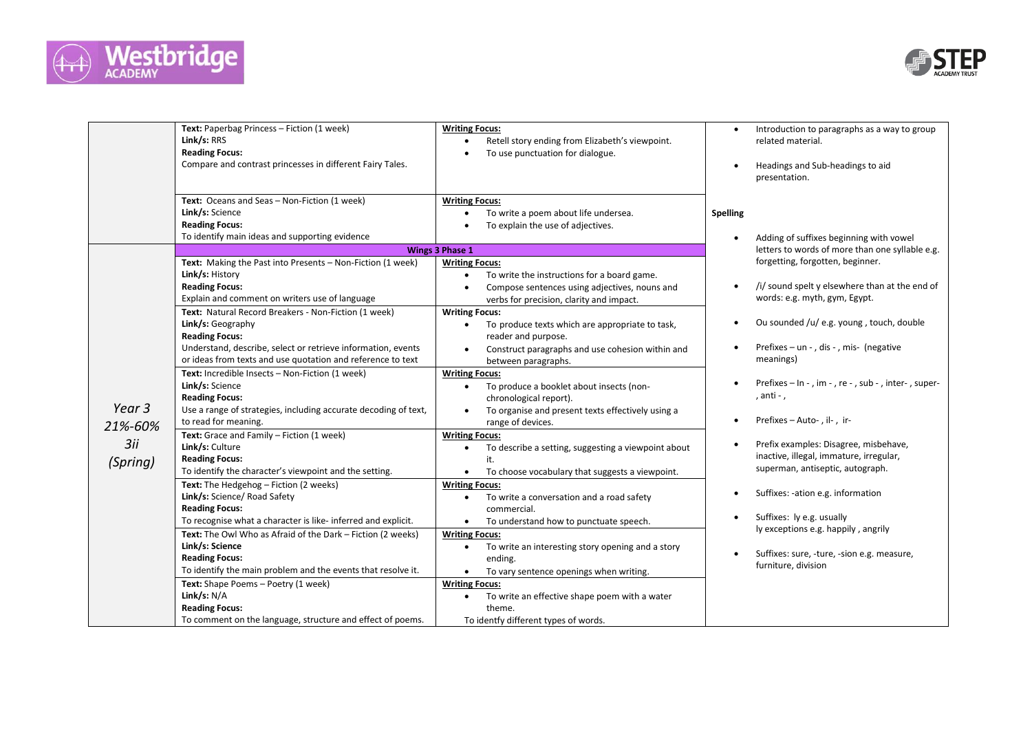| | Text/Reading | Writing | Grammar/Spelling |
|---|---|---|---|
| | **Text:** Paperbag Princess – Fiction (1 week)<br>**Link/s:** RRS<br>**Reading Focus:**<br>Compare and contrast princesses in different Fairy Tales. | **Writing Focus:**<br>• Retell story ending from Elizabeth's viewpoint.<br>• To use punctuation for dialogue. | • Introduction to paragraphs as a way to group related material.<br><br>• Headings and Sub-headings to aid presentation.<br><br>**Spelling**<br><br>• Adding of suffixes beginning with vowel letters to words of more than one syllable e.g. forgetting, forgotten, beginner.<br><br>• /i/ sound spelt y elsewhere than at the end of words: e.g. myth, gym, Egypt.<br><br>• Ou sounded /u/ e.g. young , touch, double<br><br>• Prefixes – un - , dis - , mis- (negative meanings)<br><br>• Prefixes – In - , im - , re - , sub - , inter- , super- , anti - ,<br><br>• Prefixes – Auto- , il- , ir-<br><br>• Prefix examples: Disagree, misbehave, inactive, illegal, immature, irregular, superman, antiseptic, autograph.<br><br>• Suffixes: -ation e.g. information<br><br>• Suffixes: ly e.g. usually<br>ly exceptions e.g. happily , angrily<br><br>• Suffixes: sure, -ture, -sion e.g. measure, furniture, division |
| | **Text:** Oceans and Seas – Non-Fiction (1 week)<br>**Link/s:** Science<br>**Reading Focus:**<br>To identify main ideas and supporting evidence | **Writing Focus:**<br>• To write a poem about life undersea.<br>• To explain the use of adjectives. | |
| *Year 3*<br>*21%-60%*<br>*3ii*<br>*(Spring)* | **Wings 3 Phase 1** | | |
| | **Text:** Making the Past into Presents – Non-Fiction (1 week)<br>**Link/s:** History<br>**Reading Focus:**<br>Explain and comment on writers use of language | **Writing Focus:**<br>• To write the instructions for a board game.<br>• Compose sentences using adjectives, nouns and verbs for precision, clarity and impact. | |
| | **Text:** Natural Record Breakers - Non-Fiction (1 week)<br>**Link/s:** Geography<br>**Reading Focus:**<br>Understand, describe, select or retrieve information, events or ideas from texts and use quotation and reference to text | **Writing Focus:**<br>• To produce texts which are appropriate to task, reader and purpose.<br>• Construct paragraphs and use cohesion within and between paragraphs. | |
| | **Text:** Incredible Insects – Non-Fiction (1 week)<br>**Link/s:** Science<br>**Reading Focus:**<br>Use a range of strategies, including accurate decoding of text, to read for meaning. | **Writing Focus:**<br>• To produce a booklet about insects (non-chronological report).<br>• To organise and present texts effectively using a range of devices. | |
| | **Text:** Grace and Family – Fiction (1 week)<br>**Link/s:** Culture<br>**Reading Focus:**<br>To identify the character's viewpoint and the setting. | **Writing Focus:**<br>• To describe a setting, suggesting a viewpoint about it.<br>• To choose vocabulary that suggests a viewpoint. | |
| | **Text:** The Hedgehog – Fiction (2 weeks)<br>**Link/s:** Science/ Road Safety<br>**Reading Focus:**<br>To recognise what a character is like- inferred and explicit. | **Writing Focus:**<br>• To write a conversation and a road safety commercial.<br>• To understand how to punctuate speech. | |
| | **Text:** The Owl Who as Afraid of the Dark – Fiction (2 weeks)<br>**Link/s: Science**<br>**Reading Focus:**<br>To identify the main problem and the events that resolve it. | **Writing Focus:**<br>• To write an interesting story opening and a story ending.<br>• To vary sentence openings when writing. | |
| | **Text:** Shape Poems – Poetry (1 week)<br>**Link/s:** N/A<br>**Reading Focus:**<br>To comment on the language, structure and effect of poems. | **Writing Focus:**<br>• To write an effective shape poem with a water theme.<br>To identfy different types of words. | |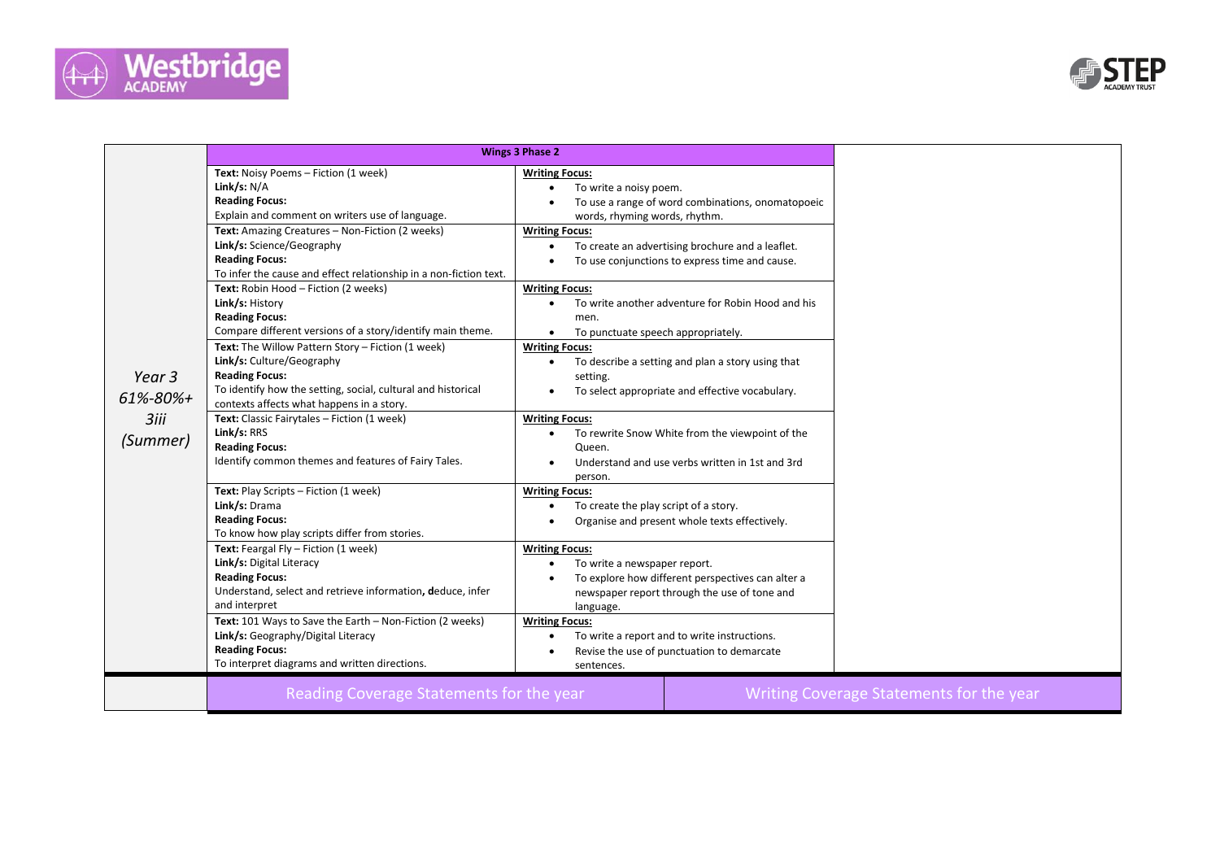| | Wings 3 Phase 2 | |
|---|---|---|
| *Year 3 61%-80%+ 3iii (Summer)* | **Text:** Noisy Poems – Fiction (1 week)<br>**Link/s:** N/A<br>**Reading Focus:**<br>Explain and comment on writers use of language. | **Writing Focus:**<br>• To write a noisy poem.<br>• To use a range of word combinations, onomatopoeic words, rhyming words, rhythm. |
| | **Text:** Amazing Creatures – Non-Fiction (2 weeks)<br>**Link/s:** Science/Geography<br>**Reading Focus:**<br>To infer the cause and effect relationship in a non-fiction text. | **Writing Focus:**<br>• To create an advertising brochure and a leaflet.<br>• To use conjunctions to express time and cause. |
| | **Text:** Robin Hood – Fiction (2 weeks)<br>**Link/s:** History<br>**Reading Focus:**<br>Compare different versions of a story/identify main theme. | **Writing Focus:**<br>• To write another adventure for Robin Hood and his men.<br>• To punctuate speech appropriately. |
| | **Text:** The Willow Pattern Story – Fiction (1 week)<br>**Link/s:** Culture/Geography<br>**Reading Focus:**<br>To identify how the setting, social, cultural and historical contexts affects what happens in a story. | **Writing Focus:**<br>• To describe a setting and plan a story using that setting.<br>• To select appropriate and effective vocabulary. |
| | **Text:** Classic Fairytales – Fiction (1 week)<br>**Link/s:** RRS<br>**Reading Focus:**<br>Identify common themes and features of Fairy Tales. | **Writing Focus:**<br>• To rewrite Snow White from the viewpoint of the Queen.<br>• Understand and use verbs written in 1st and 3rd person. |
| | **Text:** Play Scripts – Fiction (1 week)<br>**Link/s:** Drama<br>**Reading Focus:**<br>To know how play scripts differ from stories. | **Writing Focus:**<br>• To create the play script of a story.<br>• Organise and present whole texts effectively. |
| | **Text:** Feargal Fly – Fiction (1 week)<br>**Link/s:** Digital Literacy<br>**Reading Focus:**<br>Understand, select and retrieve information, **d**educe, infer and interpret | **Writing Focus:**<br>• To write a newspaper report.<br>• To explore how different perspectives can alter a newspaper report through the use of tone and language. |
| | **Text:** 101 Ways to Save the Earth – Non-Fiction (2 weeks)<br>**Link/s:** Geography/Digital Literacy<br>**Reading Focus:**<br>To interpret diagrams and written directions. | **Writing Focus:**<br>• To write a report and to write instructions.<br>• Revise the use of punctuation to demarcate sentences. |
| | Reading Coverage Statements for the year | Writing Coverage Statements for the year |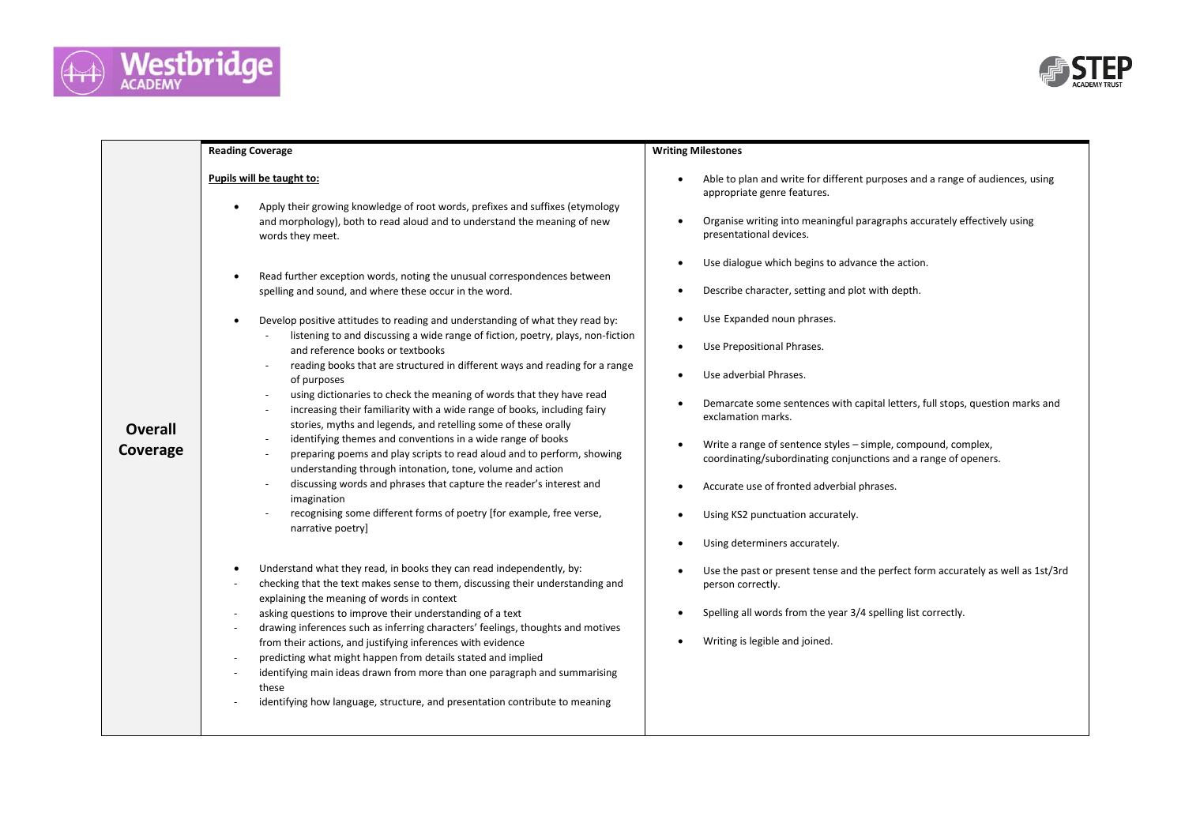| Overall Coverage | Reading Coverage | Writing Milestones |
|---|---|---|
| **Overall Coverage** | **Reading Coverage**<br><br>**Pupils will be taught to:**<br><br>• Apply their growing knowledge of root words, prefixes and suffixes (etymology and morphology), both to read aloud and to understand the meaning of new words they meet.<br><br>• Read further exception words, noting the unusual correspondences between spelling and sound, and where these occur in the word.<br><br>• Develop positive attitudes to reading and understanding of what they read by:<br>- listening to and discussing a wide range of fiction, poetry, plays, non-fiction and reference books or textbooks<br>- reading books that are structured in different ways and reading for a range of purposes<br>- using dictionaries to check the meaning of words that they have read<br>- increasing their familiarity with a wide range of books, including fairy stories, myths and legends, and retelling some of these orally<br>- identifying themes and conventions in a wide range of books<br>- preparing poems and play scripts to read aloud and to perform, showing understanding through intonation, tone, volume and action<br>- discussing words and phrases that capture the reader's interest and imagination<br>- recognising some different forms of poetry [for example, free verse, narrative poetry]<br><br>• Understand what they read, in books they can read independently, by:<br>- checking that the text makes sense to them, discussing their understanding and explaining the meaning of words in context<br>- asking questions to improve their understanding of a text<br>- drawing inferences such as inferring characters' feelings, thoughts and motives from their actions, and justifying inferences with evidence<br>- predicting what might happen from details stated and implied<br>- identifying main ideas drawn from more than one paragraph and summarising these<br>- identifying how language, structure, and presentation contribute to meaning | **Writing Milestones**<br><br>• Able to plan and write for different purposes and a range of audiences, using appropriate genre features.<br><br>• Organise writing into meaningful paragraphs accurately effectively using presentational devices.<br><br>• Use dialogue which begins to advance the action.<br><br>• Describe character, setting and plot with depth.<br><br>• Use Expanded noun phrases.<br><br>• Use Prepositional Phrases.<br><br>• Use adverbial Phrases.<br><br>• Demarcate some sentences with capital letters, full stops, question marks and exclamation marks.<br><br>• Write a range of sentence styles – simple, compound, complex, coordinating/subordinating conjunctions and a range of openers.<br><br>• Accurate use of fronted adverbial phrases.<br><br>• Using KS2 punctuation accurately.<br><br>• Using determiners accurately.<br><br>• Use the past or present tense and the perfect form accurately as well as 1st/3rd person correctly.<br><br>• Spelling all words from the year 3/4 spelling list correctly.<br><br>• Writing is legible and joined. |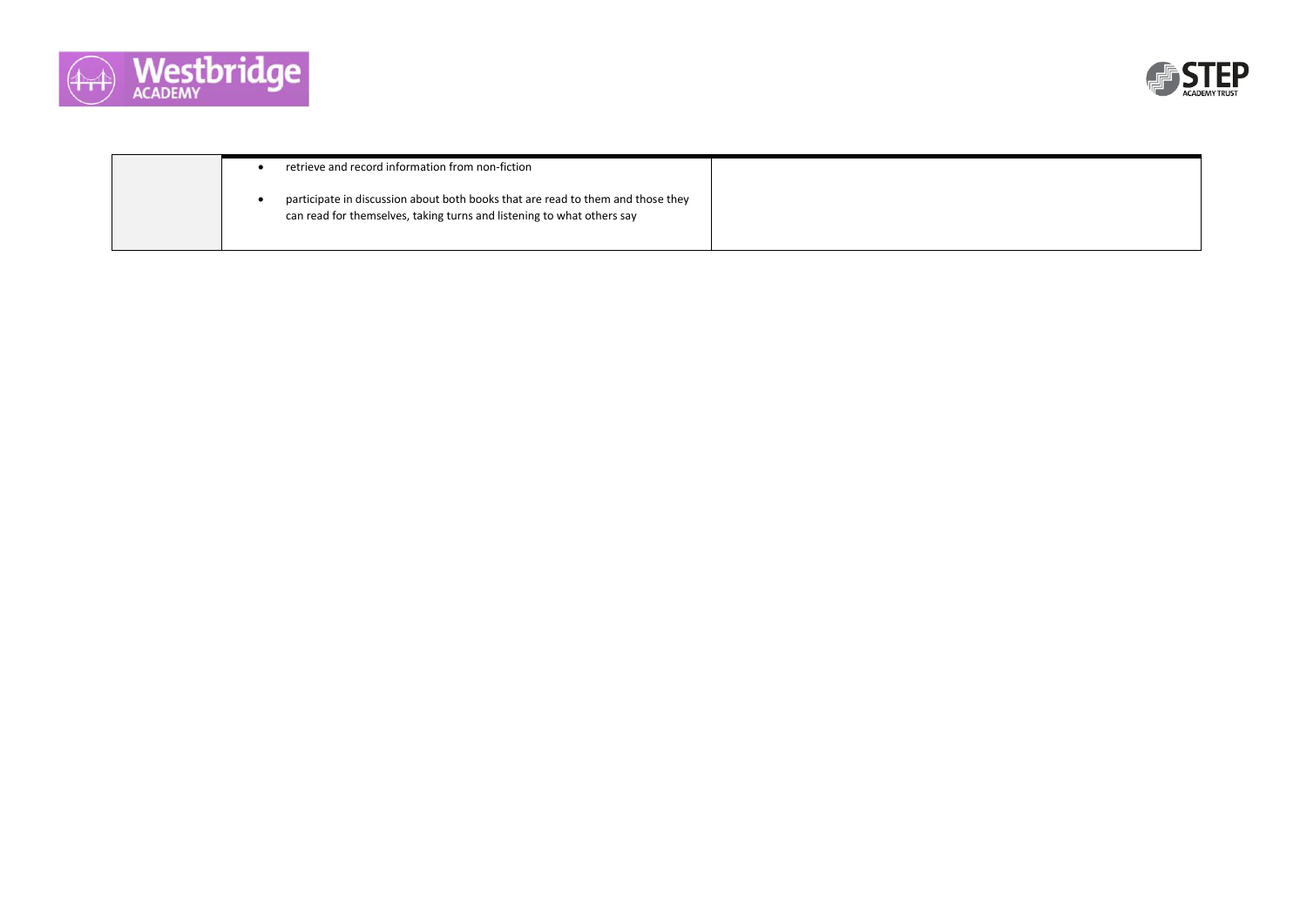| | | |
|---|---|---|
| | • retrieve and record information from non-fiction<br>• participate in discussion about both books that are read to them and those they can read for themselves, taking turns and listening to what others say | |